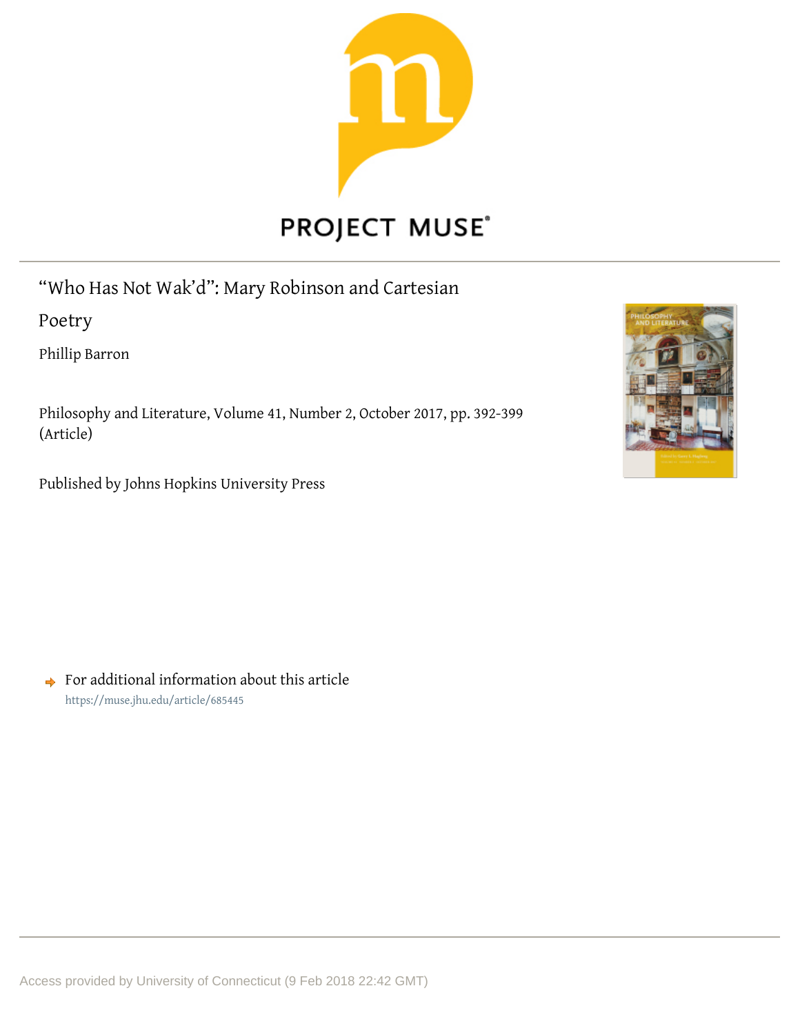# "Who Has Not Wak'd": Mary Robinson and Cartesian Poetry

Phillip Barron

Philosophy and Literature, Volume 41, Number 2, October 2017, pp. 392-399 (Article)

Published by Johns Hopkins University Press

For additional information about this article
https://muse.jhu.edu/article/685445

Access provided by University of Connecticut (9 Feb 2018 22:42 GMT)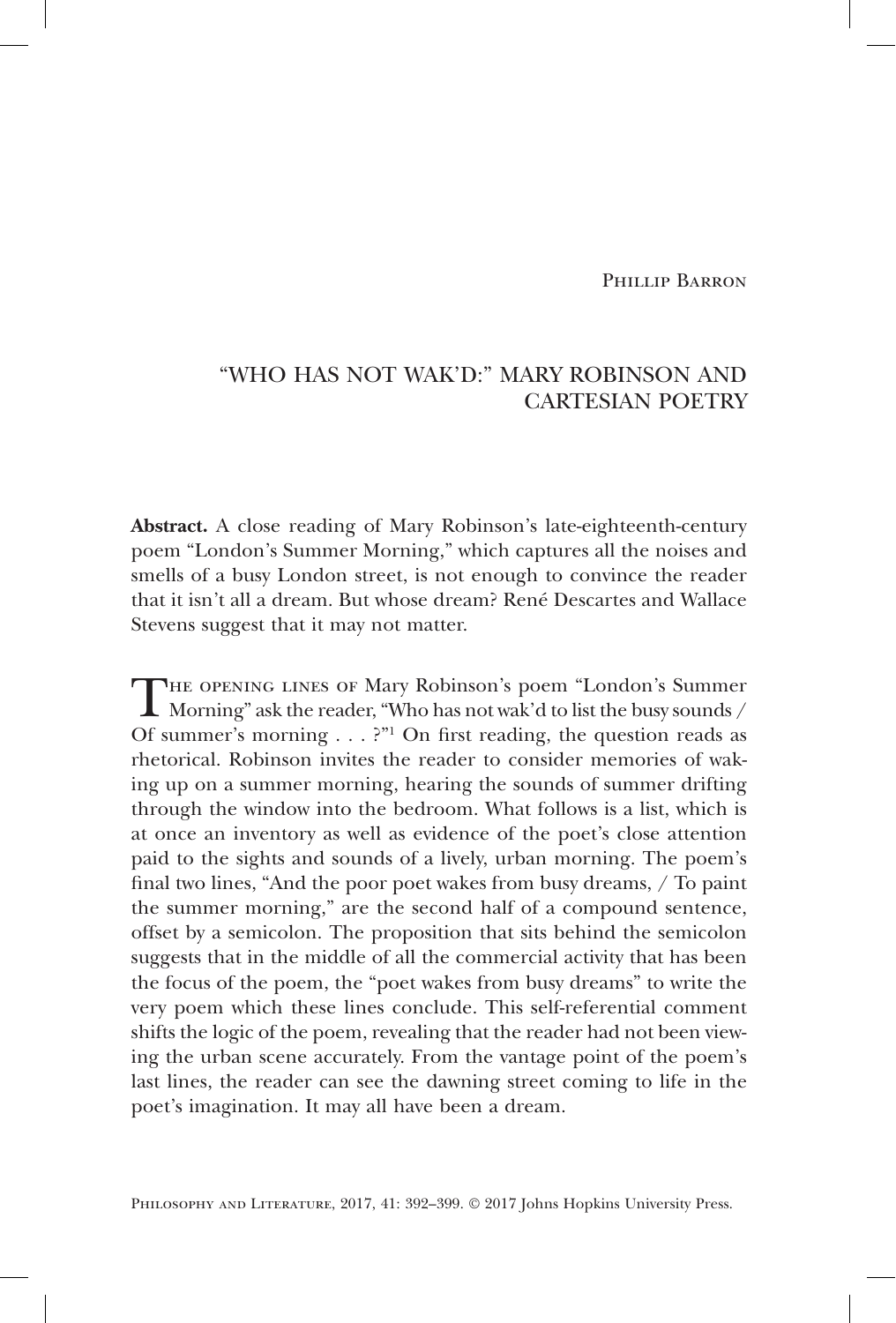Phillip Barron

# "WHO HAS NOT WAK'D:" MARY ROBINSON AND CARTESIAN POETRY

**Abstract.** A close reading of Mary Robinson's late-eighteenth-century poem "London's Summer Morning," which captures all the noises and smells of a busy London street, is not enough to convince the reader that it isn't all a dream. But whose dream? René Descartes and Wallace Stevens suggest that it may not matter.

The opening lines of Mary Robinson's poem "London's Summer Morning" ask the reader, "Who has not wak'd to list the busy sounds / Of summer's morning . . . ?"[1] On first reading, the question reads as rhetorical. Robinson invites the reader to consider memories of waking up on a summer morning, hearing the sounds of summer drifting through the window into the bedroom. What follows is a list, which is at once an inventory as well as evidence of the poet's close attention paid to the sights and sounds of a lively, urban morning. The poem's final two lines, "And the poor poet wakes from busy dreams, / To paint the summer morning," are the second half of a compound sentence, offset by a semicolon. The proposition that sits behind the semicolon suggests that in the middle of all the commercial activity that has been the focus of the poem, the "poet wakes from busy dreams" to write the very poem which these lines conclude. This self-referential comment shifts the logic of the poem, revealing that the reader had not been viewing the urban scene accurately. From the vantage point of the poem's last lines, the reader can see the dawning street coming to life in the poet's imagination. It may all have been a dream.

Philosophy and Literature, 2017, 41: 392–399. © 2017 Johns Hopkins University Press.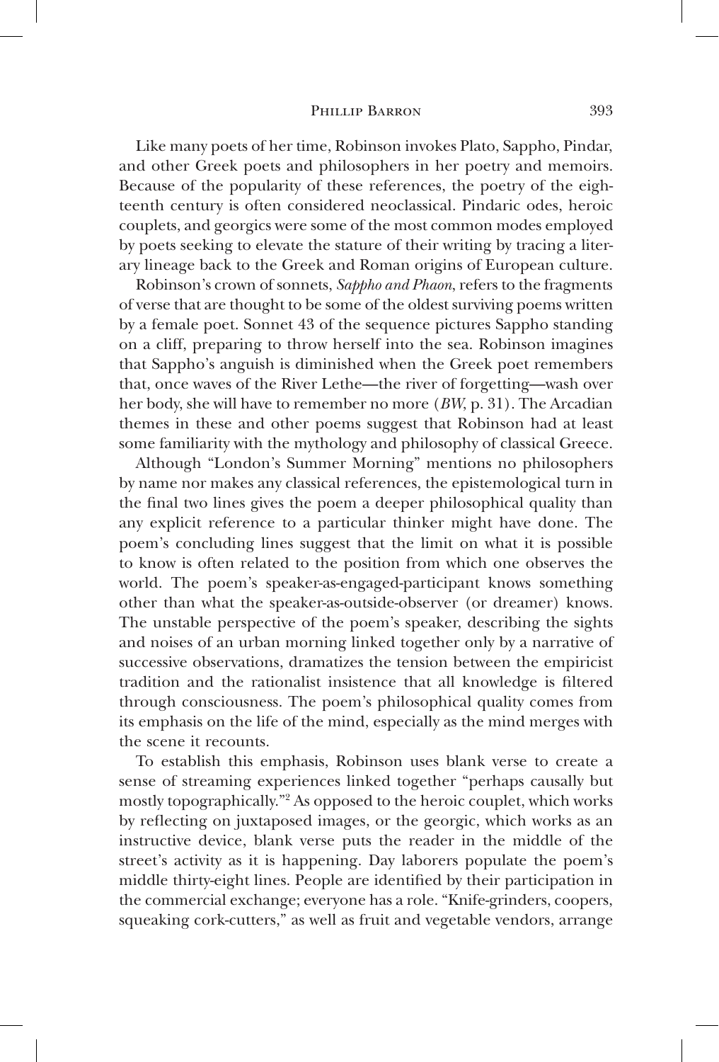Like many poets of her time, Robinson invokes Plato, Sappho, Pindar, and other Greek poets and philosophers in her poetry and memoirs. Because of the popularity of these references, the poetry of the eighteenth century is often considered neoclassical. Pindaric odes, heroic couplets, and georgics were some of the most common modes employed by poets seeking to elevate the stature of their writing by tracing a literary lineage back to the Greek and Roman origins of European culture.

Robinson's crown of sonnets, *Sappho and Phaon*, refers to the fragments of verse that are thought to be some of the oldest surviving poems written by a female poet. Sonnet 43 of the sequence pictures Sappho standing on a cliff, preparing to throw herself into the sea. Robinson imagines that Sappho's anguish is diminished when the Greek poet remembers that, once waves of the River Lethe—the river of forgetting—wash over her body, she will have to remember no more (*BW*, p. 31). The Arcadian themes in these and other poems suggest that Robinson had at least some familiarity with the mythology and philosophy of classical Greece.

Although "London's Summer Morning" mentions no philosophers by name nor makes any classical references, the epistemological turn in the final two lines gives the poem a deeper philosophical quality than any explicit reference to a particular thinker might have done. The poem's concluding lines suggest that the limit on what it is possible to know is often related to the position from which one observes the world. The poem's speaker-as-engaged-participant knows something other than what the speaker-as-outside-observer (or dreamer) knows. The unstable perspective of the poem's speaker, describing the sights and noises of an urban morning linked together only by a narrative of successive observations, dramatizes the tension between the empiricist tradition and the rationalist insistence that all knowledge is filtered through consciousness. The poem's philosophical quality comes from its emphasis on the life of the mind, especially as the mind merges with the scene it recounts.

To establish this emphasis, Robinson uses blank verse to create a sense of streaming experiences linked together "perhaps causally but mostly topographically."[2] As opposed to the heroic couplet, which works by reflecting on juxtaposed images, or the georgic, which works as an instructive device, blank verse puts the reader in the middle of the street's activity as it is happening. Day laborers populate the poem's middle thirty-eight lines. People are identified by their participation in the commercial exchange; everyone has a role. "Knife-grinders, coopers, squeaking cork-cutters," as well as fruit and vegetable vendors, arrange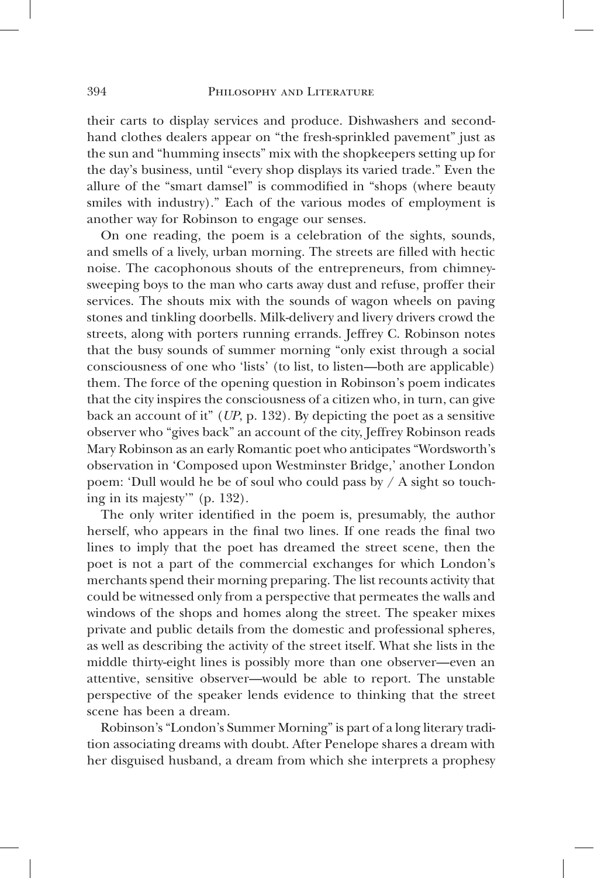their carts to display services and produce. Dishwashers and second-hand clothes dealers appear on "the fresh-sprinkled pavement" just as the sun and "humming insects" mix with the shopkeepers setting up for the day's business, until "every shop displays its varied trade." Even the allure of the "smart damsel" is commodified in "shops (where beauty smiles with industry)." Each of the various modes of employment is another way for Robinson to engage our senses.

On one reading, the poem is a celebration of the sights, sounds, and smells of a lively, urban morning. The streets are filled with hectic noise. The cacophonous shouts of the entrepreneurs, from chimney-sweeping boys to the man who carts away dust and refuse, proffer their services. The shouts mix with the sounds of wagon wheels on paving stones and tinkling doorbells. Milk-delivery and livery drivers crowd the streets, along with porters running errands. Jeffrey C. Robinson notes that the busy sounds of summer morning "only exist through a social consciousness of one who 'lists' (to list, to listen—both are applicable) them. The force of the opening question in Robinson's poem indicates that the city inspires the consciousness of a citizen who, in turn, can give back an account of it" (*UP*, p. 132). By depicting the poet as a sensitive observer who "gives back" an account of the city, Jeffrey Robinson reads Mary Robinson as an early Romantic poet who anticipates "Wordsworth's observation in 'Composed upon Westminster Bridge,' another London poem: 'Dull would he be of soul who could pass by / A sight so touching in its majesty'" (p. 132).

The only writer identified in the poem is, presumably, the author herself, who appears in the final two lines. If one reads the final two lines to imply that the poet has dreamed the street scene, then the poet is not a part of the commercial exchanges for which London's merchants spend their morning preparing. The list recounts activity that could be witnessed only from a perspective that permeates the walls and windows of the shops and homes along the street. The speaker mixes private and public details from the domestic and professional spheres, as well as describing the activity of the street itself. What she lists in the middle thirty-eight lines is possibly more than one observer—even an attentive, sensitive observer—would be able to report. The unstable perspective of the speaker lends evidence to thinking that the street scene has been a dream.

Robinson's "London's Summer Morning" is part of a long literary tradition associating dreams with doubt. After Penelope shares a dream with her disguised husband, a dream from which she interprets a prophesy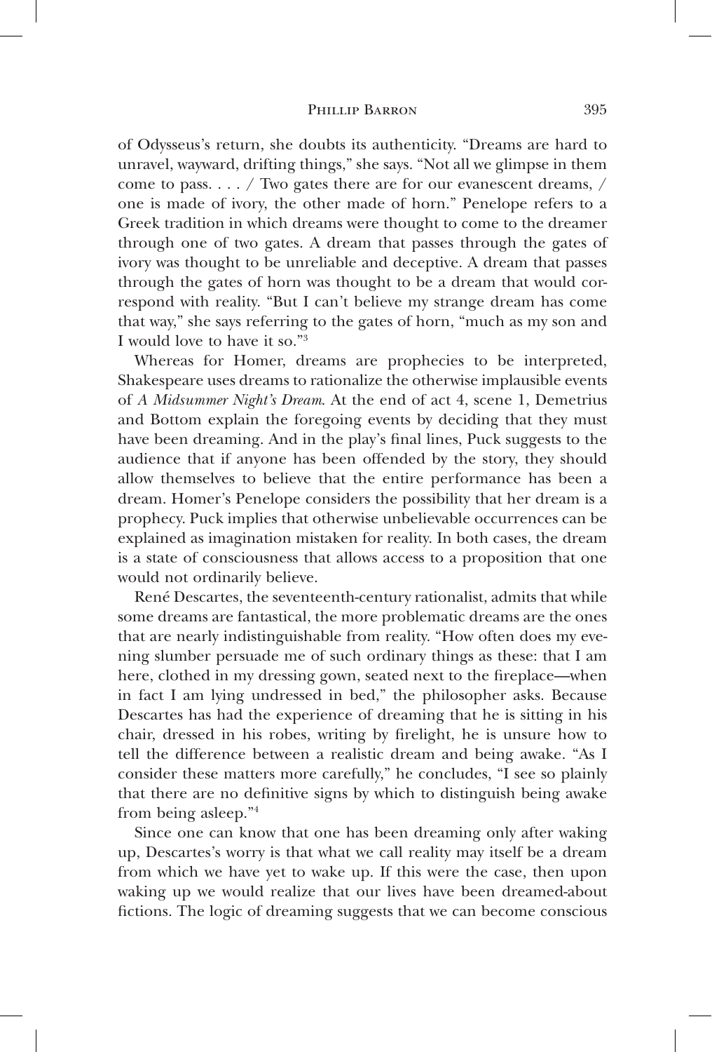of Odysseus's return, she doubts its authenticity. "Dreams are hard to unravel, wayward, drifting things," she says. "Not all we glimpse in them come to pass. . . . / Two gates there are for our evanescent dreams, / one is made of ivory, the other made of horn." Penelope refers to a Greek tradition in which dreams were thought to come to the dreamer through one of two gates. A dream that passes through the gates of ivory was thought to be unreliable and deceptive. A dream that passes through the gates of horn was thought to be a dream that would correspond with reality. "But I can't believe my strange dream has come that way," she says referring to the gates of horn, "much as my son and I would love to have it so."[3]

Whereas for Homer, dreams are prophecies to be interpreted, Shakespeare uses dreams to rationalize the otherwise implausible events of *A Midsummer Night's Dream*. At the end of act 4, scene 1, Demetrius and Bottom explain the foregoing events by deciding that they must have been dreaming. And in the play's final lines, Puck suggests to the audience that if anyone has been offended by the story, they should allow themselves to believe that the entire performance has been a dream. Homer's Penelope considers the possibility that her dream is a prophecy. Puck implies that otherwise unbelievable occurrences can be explained as imagination mistaken for reality. In both cases, the dream is a state of consciousness that allows access to a proposition that one would not ordinarily believe.

René Descartes, the seventeenth-century rationalist, admits that while some dreams are fantastical, the more problematic dreams are the ones that are nearly indistinguishable from reality. "How often does my evening slumber persuade me of such ordinary things as these: that I am here, clothed in my dressing gown, seated next to the fireplace—when in fact I am lying undressed in bed," the philosopher asks. Because Descartes has had the experience of dreaming that he is sitting in his chair, dressed in his robes, writing by firelight, he is unsure how to tell the difference between a realistic dream and being awake. "As I consider these matters more carefully," he concludes, "I see so plainly that there are no definitive signs by which to distinguish being awake from being asleep."[4]

Since one can know that one has been dreaming only after waking up, Descartes's worry is that what we call reality may itself be a dream from which we have yet to wake up. If this were the case, then upon waking up we would realize that our lives have been dreamed-about fictions. The logic of dreaming suggests that we can become conscious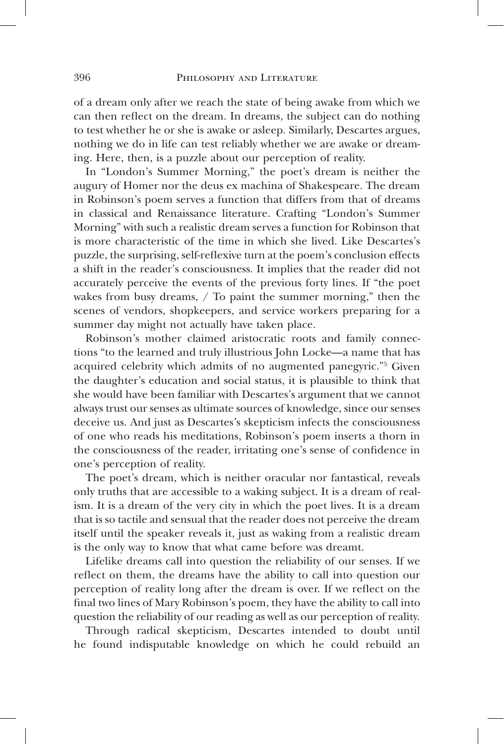of a dream only after we reach the state of being awake from which we can then reflect on the dream. In dreams, the subject can do nothing to test whether he or she is awake or asleep. Similarly, Descartes argues, nothing we do in life can test reliably whether we are awake or dreaming. Here, then, is a puzzle about our perception of reality.

In "London's Summer Morning," the poet's dream is neither the augury of Homer nor the deus ex machina of Shakespeare. The dream in Robinson's poem serves a function that differs from that of dreams in classical and Renaissance literature. Crafting "London's Summer Morning" with such a realistic dream serves a function for Robinson that is more characteristic of the time in which she lived. Like Descartes's puzzle, the surprising, self-reflexive turn at the poem's conclusion effects a shift in the reader's consciousness. It implies that the reader did not accurately perceive the events of the previous forty lines. If "the poet wakes from busy dreams, / To paint the summer morning," then the scenes of vendors, shopkeepers, and service workers preparing for a summer day might not actually have taken place.

Robinson's mother claimed aristocratic roots and family connections "to the learned and truly illustrious John Locke—a name that has acquired celebrity which admits of no augmented panegyric."[5] Given the daughter's education and social status, it is plausible to think that she would have been familiar with Descartes's argument that we cannot always trust our senses as ultimate sources of knowledge, since our senses deceive us. And just as Descartes's skepticism infects the consciousness of one who reads his meditations, Robinson's poem inserts a thorn in the consciousness of the reader, irritating one's sense of confidence in one's perception of reality.

The poet's dream, which is neither oracular nor fantastical, reveals only truths that are accessible to a waking subject. It is a dream of realism. It is a dream of the very city in which the poet lives. It is a dream that is so tactile and sensual that the reader does not perceive the dream itself until the speaker reveals it, just as waking from a realistic dream is the only way to know that what came before was dreamt.

Lifelike dreams call into question the reliability of our senses. If we reflect on them, the dreams have the ability to call into question our perception of reality long after the dream is over. If we reflect on the final two lines of Mary Robinson's poem, they have the ability to call into question the reliability of our reading as well as our perception of reality.

Through radical skepticism, Descartes intended to doubt until he found indisputable knowledge on which he could rebuild an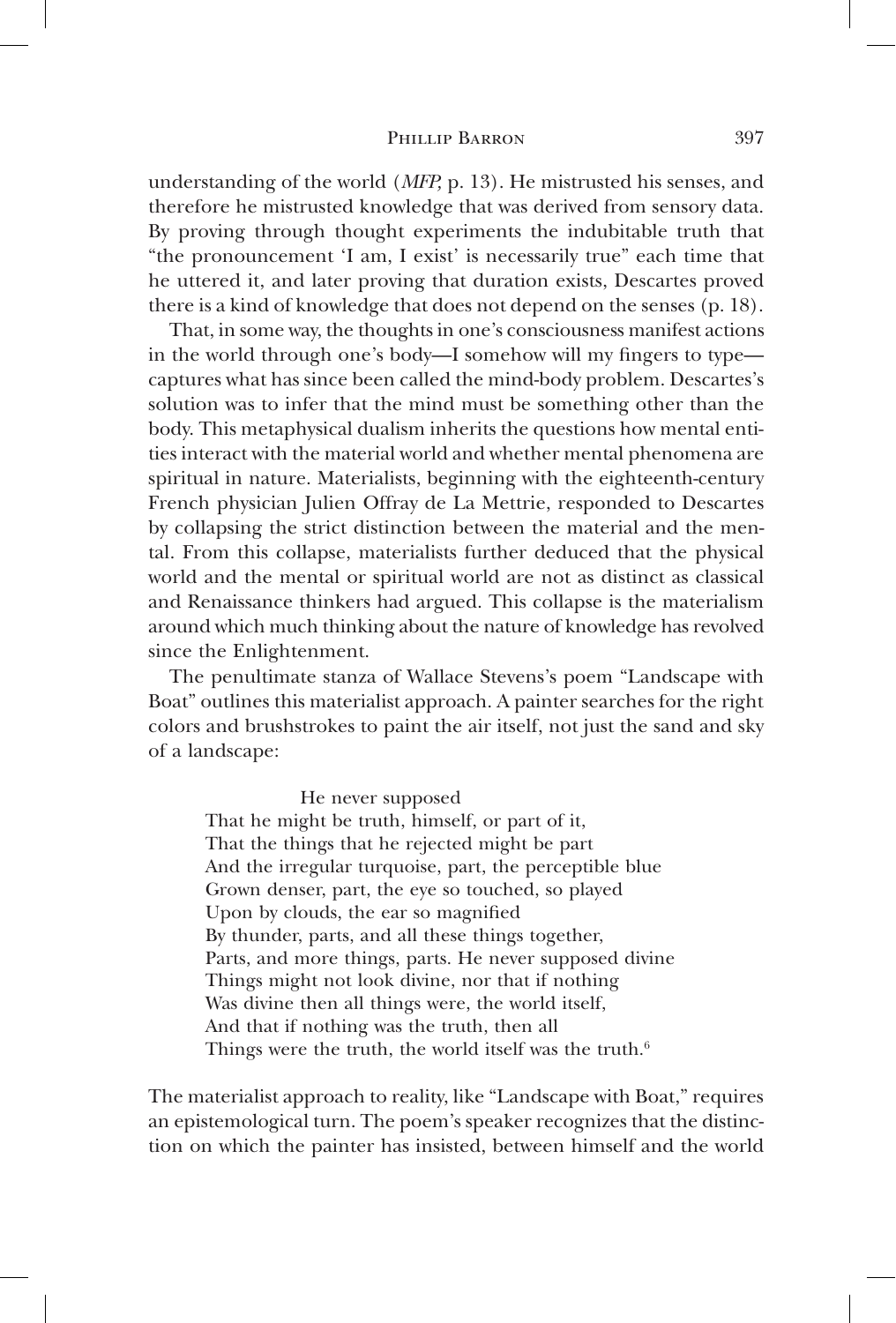understanding of the world (*MFP,* p. 13). He mistrusted his senses, and therefore he mistrusted knowledge that was derived from sensory data. By proving through thought experiments the indubitable truth that "the pronouncement 'I am, I exist' is necessarily true" each time that he uttered it, and later proving that duration exists, Descartes proved there is a kind of knowledge that does not depend on the senses (p. 18).

That, in some way, the thoughts in one's consciousness manifest actions in the world through one's body—I somehow will my fingers to type—captures what has since been called the mind-body problem. Descartes's solution was to infer that the mind must be something other than the body. This metaphysical dualism inherits the questions how mental entities interact with the material world and whether mental phenomena are spiritual in nature. Materialists, beginning with the eighteenth-century French physician Julien Offray de La Mettrie, responded to Descartes by collapsing the strict distinction between the material and the mental. From this collapse, materialists further deduced that the physical world and the mental or spiritual world are not as distinct as classical and Renaissance thinkers had argued. This collapse is the materialism around which much thinking about the nature of knowledge has revolved since the Enlightenment.

The penultimate stanza of Wallace Stevens's poem "Landscape with Boat" outlines this materialist approach. A painter searches for the right colors and brushstrokes to paint the air itself, not just the sand and sky of a landscape:

> He never supposed
> That he might be truth, himself, or part of it,
> That the things that he rejected might be part
> And the irregular turquoise, part, the perceptible blue
> Grown denser, part, the eye so touched, so played
> Upon by clouds, the ear so magnified
> By thunder, parts, and all these things together,
> Parts, and more things, parts. He never supposed divine
> Things might not look divine, nor that if nothing
> Was divine then all things were, the world itself,
> And that if nothing was the truth, then all
> Things were the truth, the world itself was the truth.[6]

The materialist approach to reality, like "Landscape with Boat," requires an epistemological turn. The poem's speaker recognizes that the distinction on which the painter has insisted, between himself and the world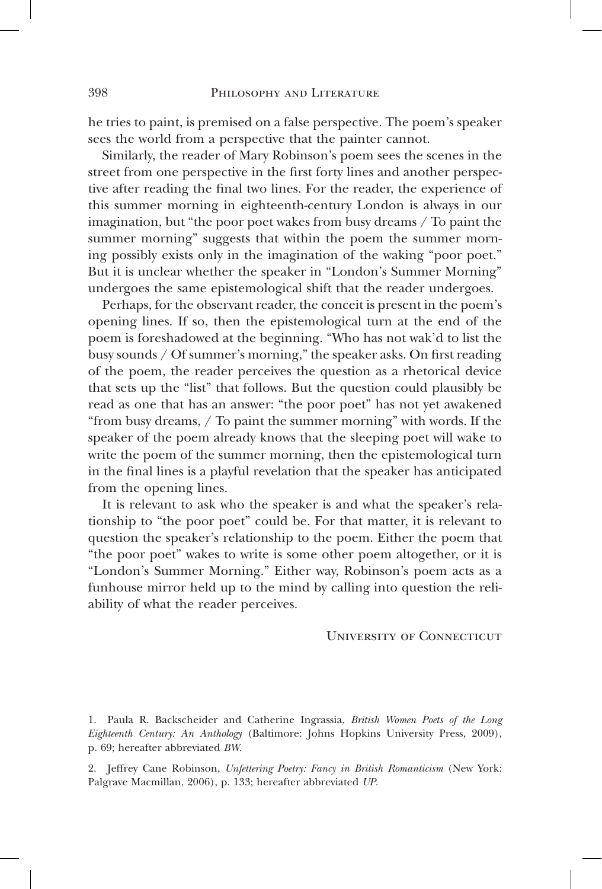he tries to paint, is premised on a false perspective. The poem's speaker sees the world from a perspective that the painter cannot.

Similarly, the reader of Mary Robinson's poem sees the scenes in the street from one perspective in the first forty lines and another perspective after reading the final two lines. For the reader, the experience of this summer morning in eighteenth-century London is always in our imagination, but "the poor poet wakes from busy dreams / To paint the summer morning" suggests that within the poem the summer morning possibly exists only in the imagination of the waking "poor poet." But it is unclear whether the speaker in "London's Summer Morning" undergoes the same epistemological shift that the reader undergoes.

Perhaps, for the observant reader, the conceit is present in the poem's opening lines. If so, then the epistemological turn at the end of the poem is foreshadowed at the beginning. "Who has not wak'd to list the busy sounds / Of summer's morning," the speaker asks. On first reading of the poem, the reader perceives the question as a rhetorical device that sets up the "list" that follows. But the question could plausibly be read as one that has an answer: "the poor poet" has not yet awakened "from busy dreams, / To paint the summer morning" with words. If the speaker of the poem already knows that the sleeping poet will wake to write the poem of the summer morning, then the epistemological turn in the final lines is a playful revelation that the speaker has anticipated from the opening lines.

It is relevant to ask who the speaker is and what the speaker's relationship to "the poor poet" could be. For that matter, it is relevant to question the speaker's relationship to the poem. Either the poem that "the poor poet" wakes to write is some other poem altogether, or it is "London's Summer Morning." Either way, Robinson's poem acts as a funhouse mirror held up to the mind by calling into question the reliability of what the reader perceives.

University of Connecticut

1. Paula R. Backscheider and Catherine Ingrassia, *British Women Poets of the Long Eighteenth Century: An Anthology* (Baltimore: Johns Hopkins University Press, 2009), p. 69; hereafter abbreviated *BW*.

2. Jeffrey Cane Robinson, *Unfettering Poetry: Fancy in British Romanticism* (New York: Palgrave Macmillan, 2006), p. 133; hereafter abbreviated *UP*.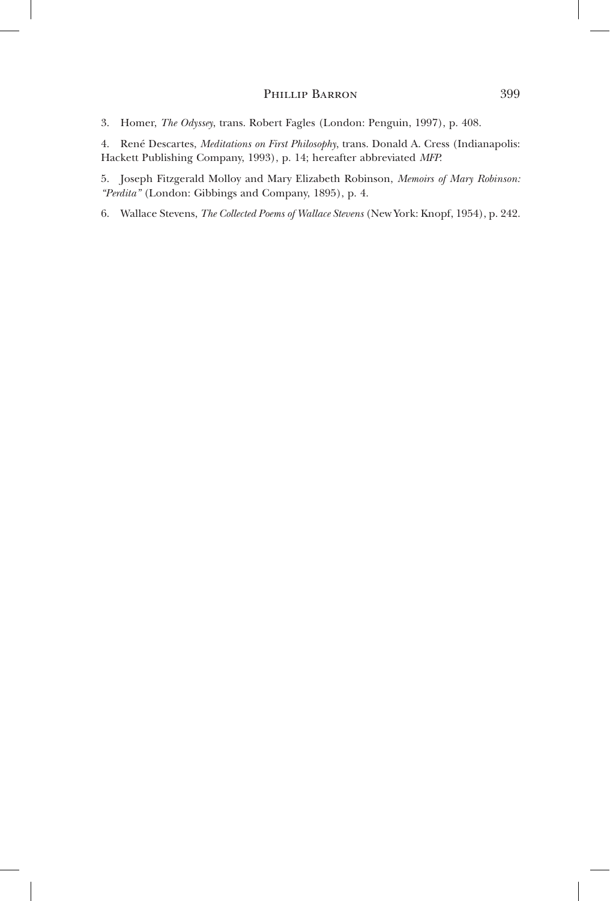3. Homer, *The Odyssey*, trans. Robert Fagles (London: Penguin, 1997), p. 408.

4. René Descartes, *Meditations on First Philosophy*, trans. Donald A. Cress (Indianapolis: Hackett Publishing Company, 1993), p. 14; hereafter abbreviated *MFP*.

5. Joseph Fitzgerald Molloy and Mary Elizabeth Robinson, *Memoirs of Mary Robinson: "Perdita"* (London: Gibbings and Company, 1895), p. 4.

6. Wallace Stevens, *The Collected Poems of Wallace Stevens* (New York: Knopf, 1954), p. 242.